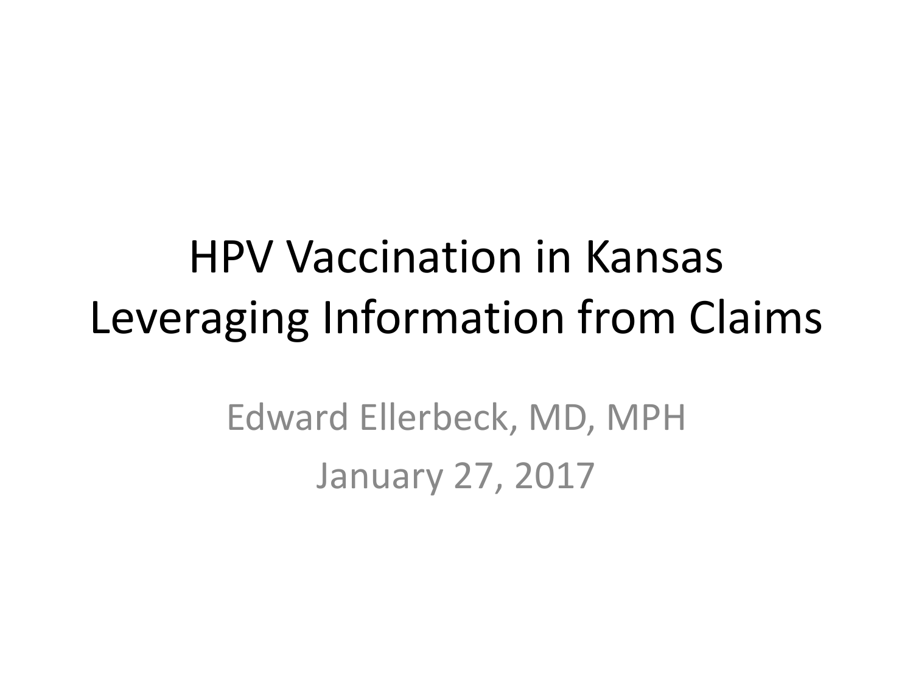# HPV Vaccination in Kansas
# Leveraging Information from Claims

Edward Ellerbeck, MD, MPH

January 27, 2017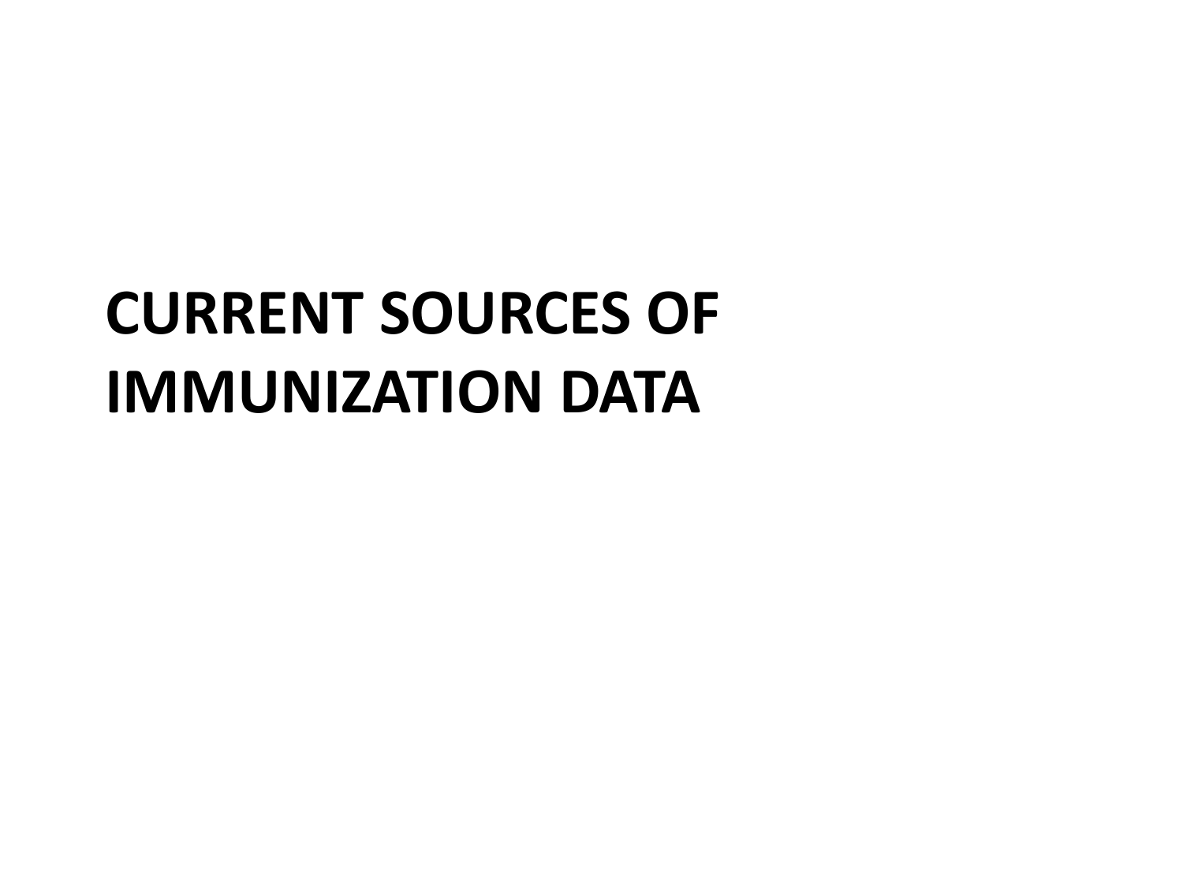# CURRENT SOURCES OF IMMUNIZATION DATA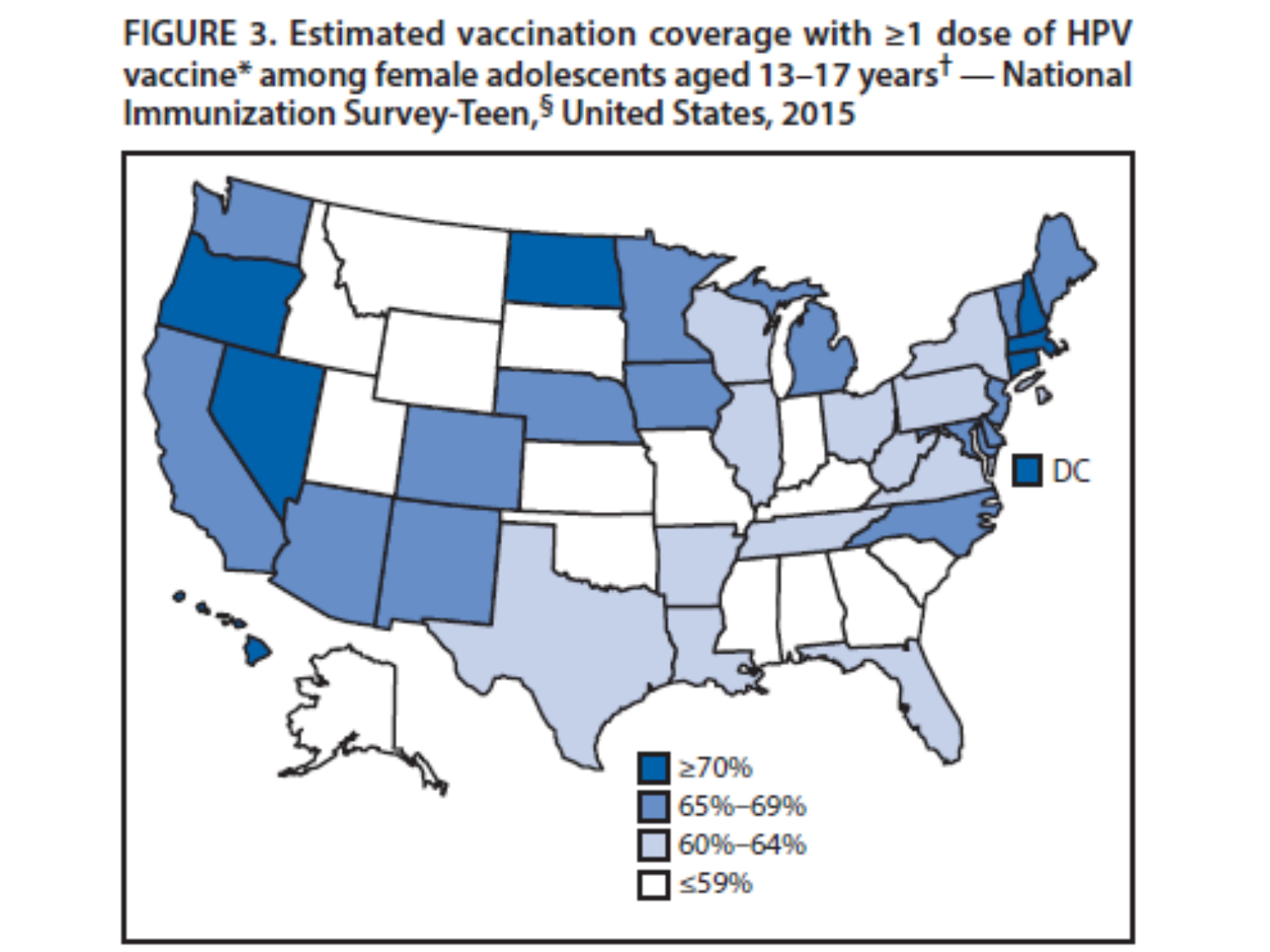FIGURE 3. Estimated vaccination coverage with ≥1 dose of HPV vaccine* among female adolescents aged 13–17 years† — National Immunization Survey-Teen,§ United States, 2015

DC

≥70%

65%–69%

60%–64%

≤59%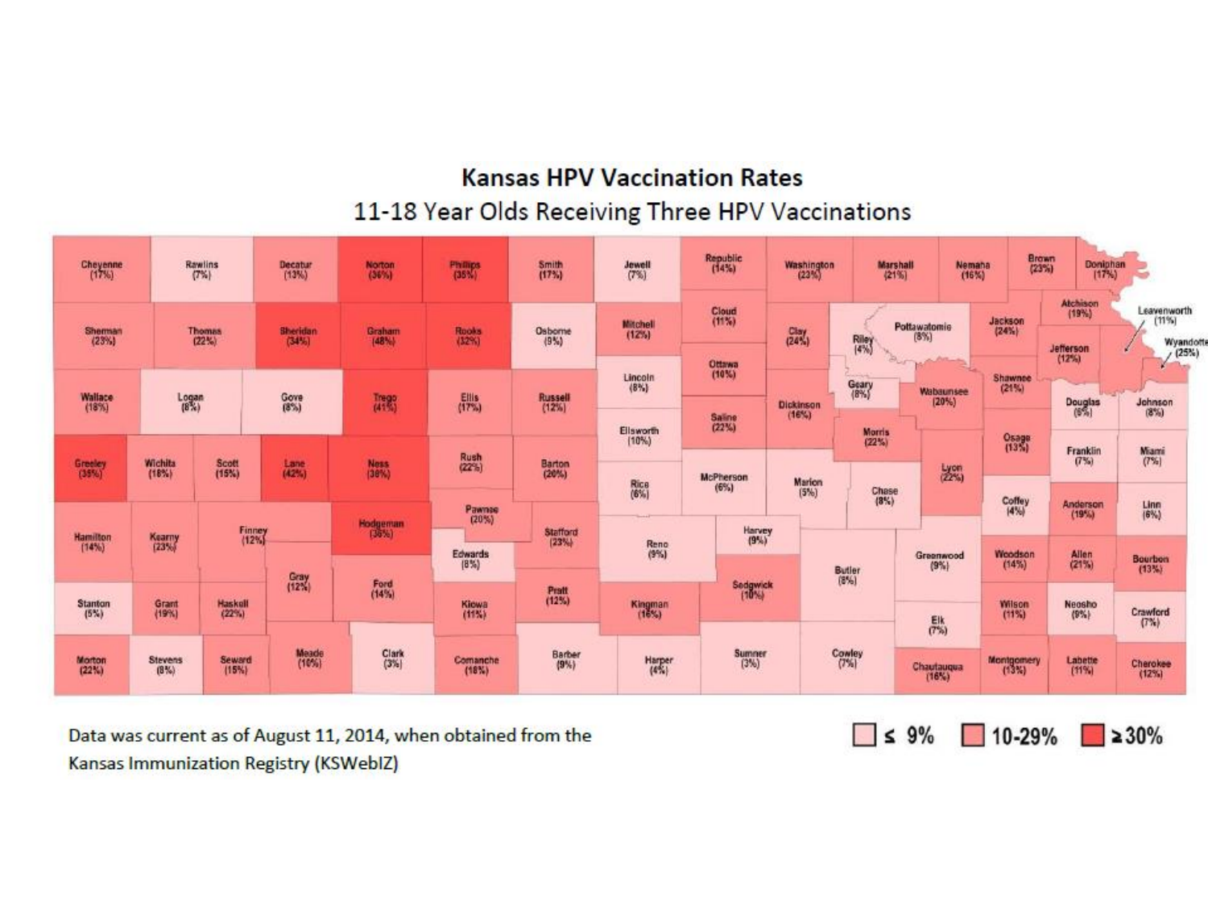# Kansas HPV Vaccination Rates

## 11-18 Year Olds Receiving Three HPV Vaccinations

| County | Rate |
|---|---|
| Cheyenne | 17% |
| Rawlins | 7% |
| Decatur | 13% |
| Norton | 36% |
| Phillips | 35% |
| Smith | 17% |
| Jewell | 7% |
| Republic | 14% |
| Washington | 23% |
| Marshall | 21% |
| Nemaha | 16% |
| Brown | 23% |
| Doniphan | 17% |
| Sherman | 23% |
| Thomas | 22% |
| Sheridan | 34% |
| Graham | 48% |
| Rooks | 32% |
| Osborne | 9% |
| Mitchell | 12% |
| Cloud | 11% |
| Clay | 24% |
| Riley | 4% |
| Pottawatomie | 8% |
| Jackson | 24% |
| Atchison | 19% |
| Leavenworth | 11% |
| Jefferson | 12% |
| Wyandotte | 25% |
| Wallace | 18% |
| Logan | 8% |
| Gove | 8% |
| Trego | 41% |
| Ellis | 17% |
| Russell | 12% |
| Lincoln | 8% |
| Ottawa | 10% |
| Geary | 8% |
| Wabaunsee | 20% |
| Shawnee | 21% |
| Douglas | 6% |
| Johnson | 8% |
| Dickinson | 16% |
| Saline | 22% |
| Ellsworth | 10% |
| Morris | 22% |
| Osage | 13% |
| Greeley | 35% |
| Wichita | 18% |
| Scott | 15% |
| Lane | 42% |
| Ness | 38% |
| Rush | 22% |
| Barton | 20% |
| Rice | 6% |
| McPherson | 6% |
| Marion | 5% |
| Chase | 8% |
| Lyon | 22% |
| Franklin | 7% |
| Miami | 7% |
| Pawnee | 20% |
| Coffey | 4% |
| Anderson | 19% |
| Linn | 6% |
| Hamilton | 14% |
| Kearny | 23% |
| Finney | 12% |
| Hodgeman | 38% |
| Stafford | 23% |
| Edwards | 8% |
| Reno | 9% |
| Harvey | 9% |
| Greenwood | 9% |
| Woodson | 14% |
| Allen | 21% |
| Bourbon | 13% |
| Gray | 12% |
| Ford | 14% |
| Butler | 8% |
| Sedgwick | 10% |
| Stanton | 5% |
| Grant | 19% |
| Haskell | 22% |
| Kiowa | 11% |
| Pratt | 12% |
| Kingman | 16% |
| Wilson | 11% |
| Neosho | 9% |
| Crawford | 7% |
| Elk | 7% |
| Morton | 22% |
| Stevens | 8% |
| Seward | 15% |
| Meade | 10% |
| Clark | 3% |
| Comanche | 18% |
| Barber | 9% |
| Harper | 4% |
| Sumner | 3% |
| Cowley | 7% |
| Chautauqua | 16% |
| Montgomery | 13% |
| Labette | 11% |
| Cherokee | 12% |

Legend: ≤ 9% | 10-29% | ≥30%

Data was current as of August 11, 2014, when obtained from the Kansas Immunization Registry (KSWebIZ)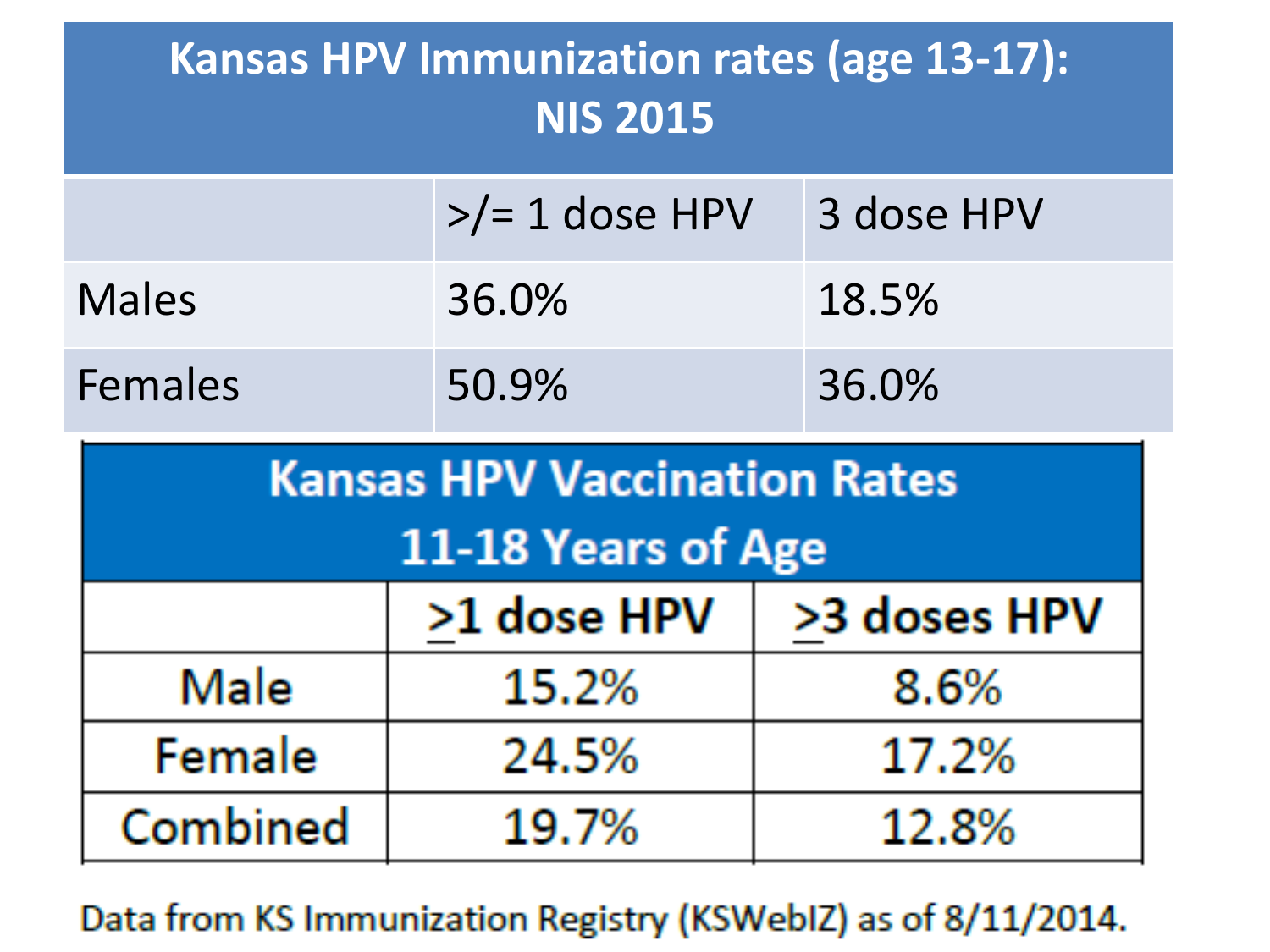## Kansas HPV Immunization rates (age 13-17): NIS 2015

| | >/= 1 dose HPV | 3 dose HPV |
|---|---|---|
| Males | 36.0% | 18.5% |
| Females | 50.9% | 36.0% |

## Kansas HPV Vaccination Rates 11-18 Years of Age

| | ≥1 dose HPV | ≥3 doses HPV |
|---|---|---|
| Male | 15.2% | 8.6% |
| Female | 24.5% | 17.2% |
| Combined | 19.7% | 12.8% |

Data from KS Immunization Registry (KSWebIZ) as of 8/11/2014.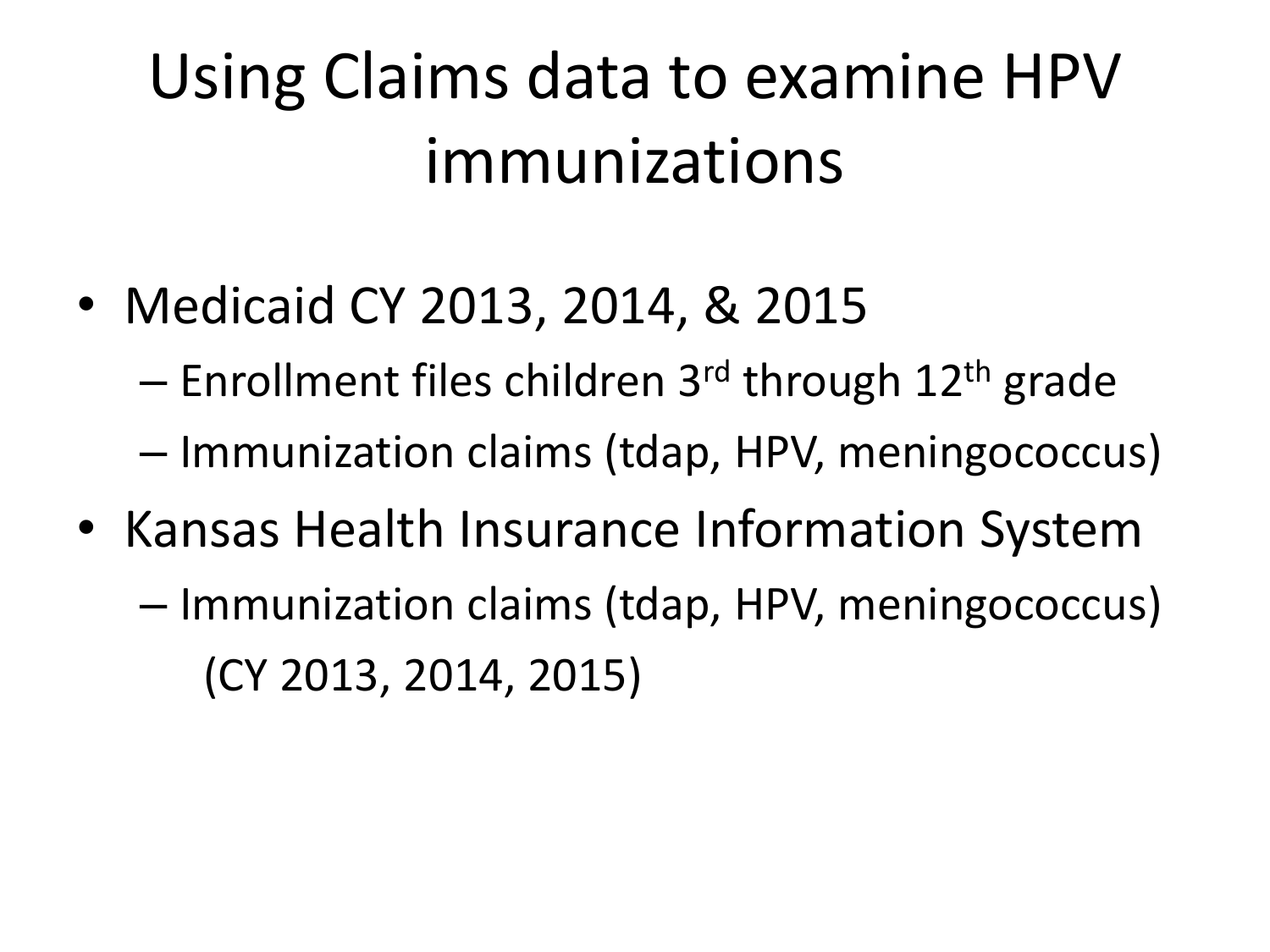# Using Claims data to examine HPV immunizations

- Medicaid CY 2013, 2014, & 2015
  - Enrollment files children 3rd through 12th grade
  - Immunization claims (tdap, HPV, meningococcus)
- Kansas Health Insurance Information System
  - Immunization claims (tdap, HPV, meningococcus) (CY 2013, 2014, 2015)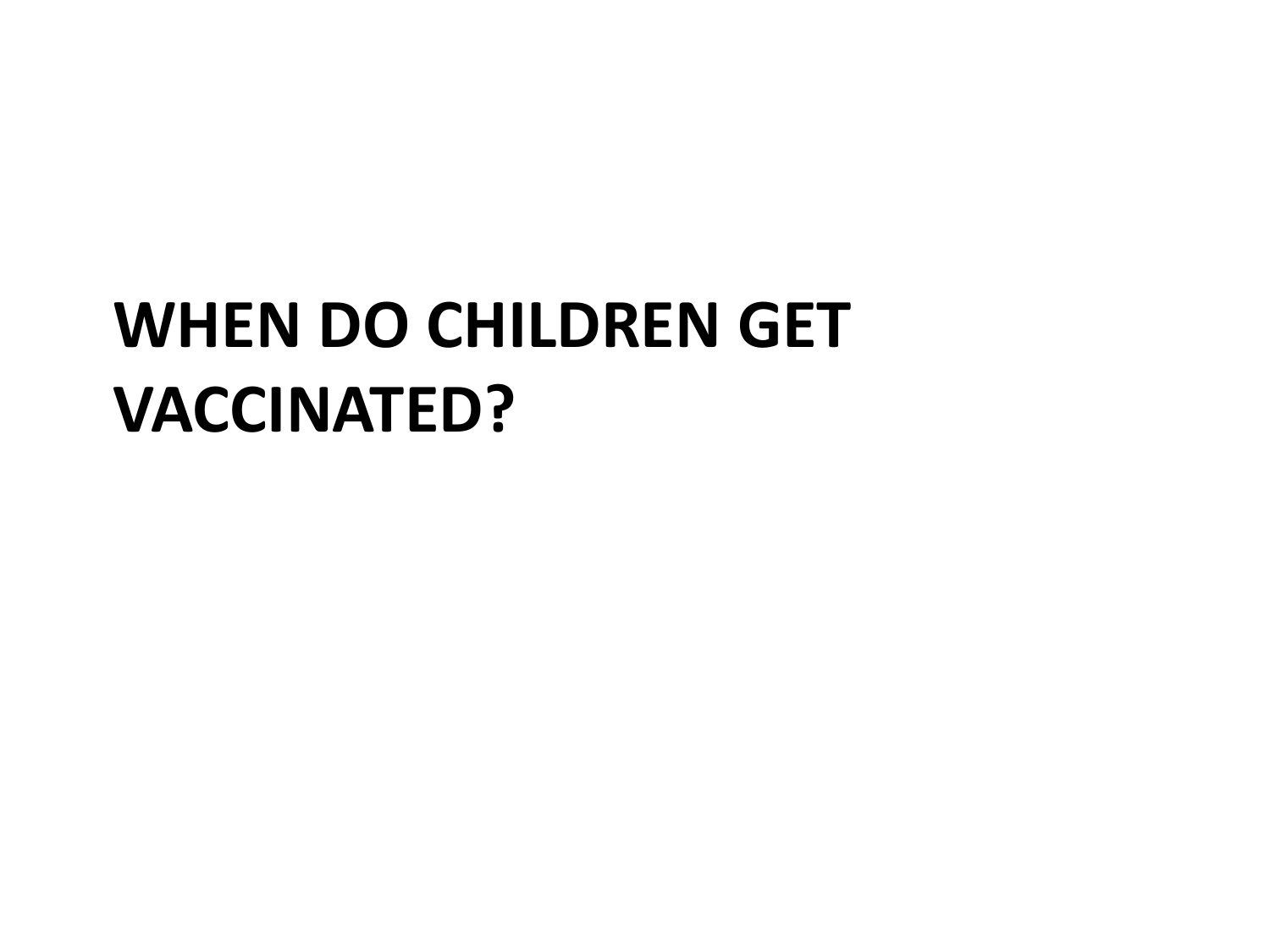# WHEN DO CHILDREN GET VACCINATED?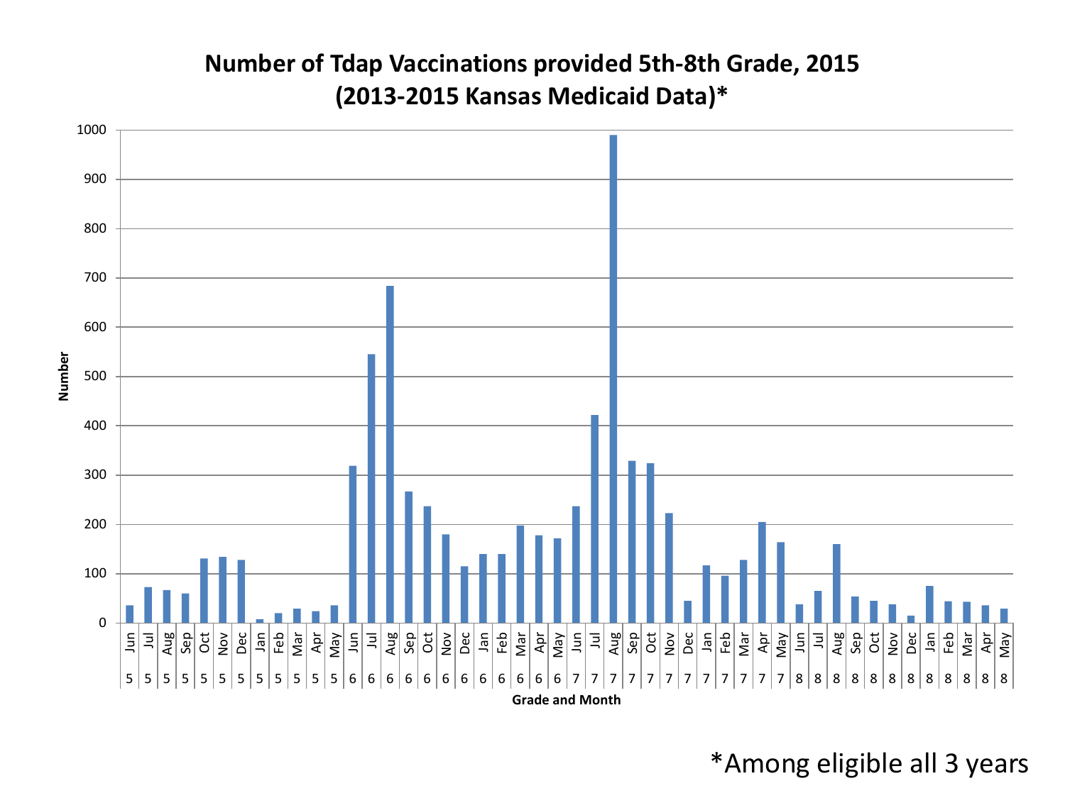# Number of Tdap Vaccinations provided 5th-8th Grade, 2015
# (2013-2015 Kansas Medicaid Data)*

Number

1000
900
800
700
600
500
400
300
200
100
0

| Jun | Jul | Aug | Sep | Oct | Nov | Dec | Jan | Feb | Mar | Apr | May | Jun | Jul | Aug | Sep | Oct | Nov | Dec | Jan | Feb | Mar | Apr | May | Jun | Jul | Aug | Sep | Oct | Nov | Dec | Jan | Feb | Mar | Apr | May | Jun | Jul | Aug | Sep | Oct | Nov | Dec | Jan | Feb | Mar | Apr | May |
|---|---|---|---|---|---|---|---|---|---|---|---|---|---|---|---|---|---|---|---|---|---|---|---|---|---|---|---|---|---|---|---|---|---|---|---|---|---|---|---|---|---|---|---|---|---|---|---|
| 5 | 5 | 5 | 5 | 5 | 5 | 5 | 5 | 5 | 5 | 5 | 5 | 6 | 6 | 6 | 6 | 6 | 6 | 6 | 6 | 6 | 6 | 6 | 6 | 7 | 7 | 7 | 7 | 7 | 7 | 7 | 7 | 7 | 7 | 7 | 7 | 8 | 8 | 8 | 8 | 8 | 8 | 8 | 8 | 8 | 8 | 8 | 8 |

Grade and Month

*Among eligible all 3 years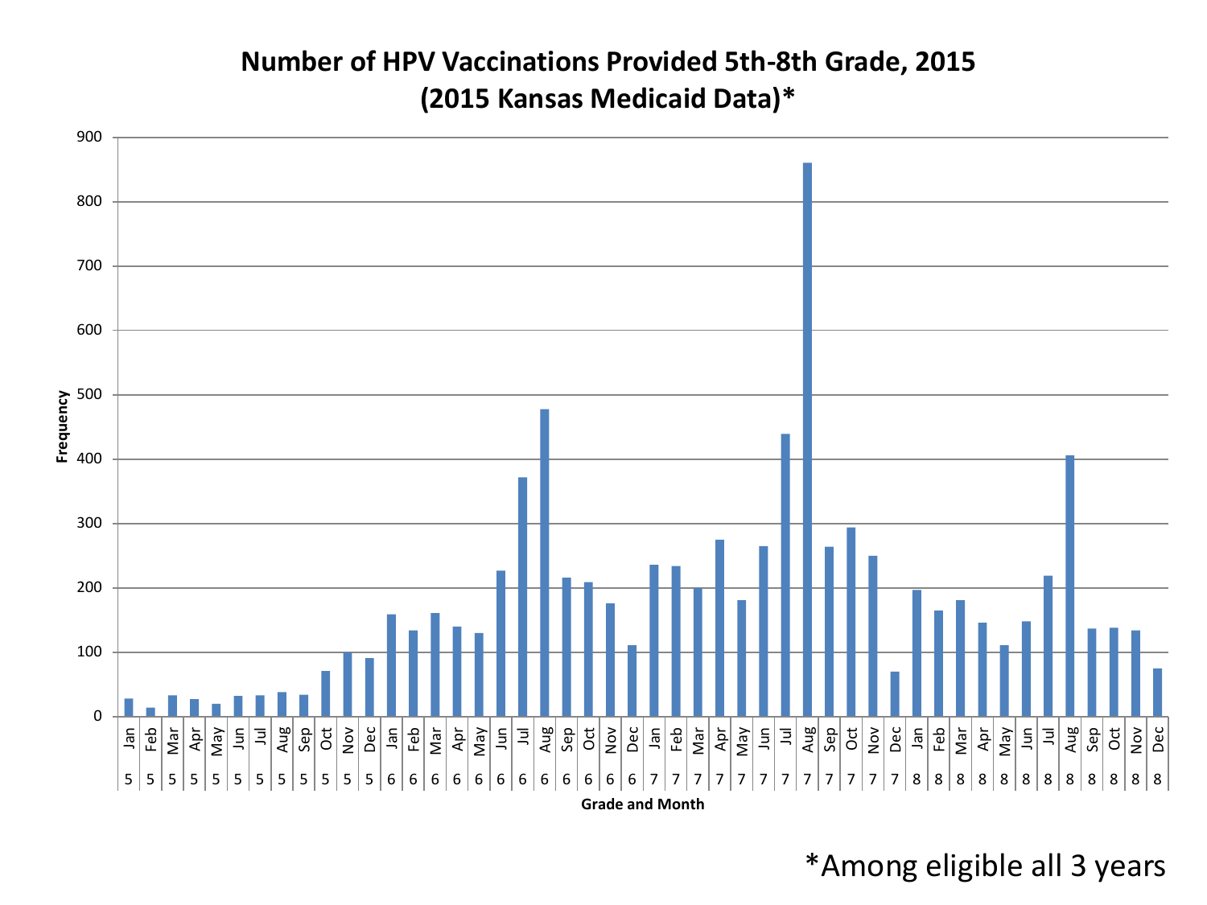# Number of HPV Vaccinations Provided 5th-8th Grade, 2015
## (2015 Kansas Medicaid Data)*

Frequency

900
800
700
600
500
400
300
200
100
0

| Grade | Jan | Feb | Mar | Apr | May | Jun | Jul | Aug | Sep | Oct | Nov | Dec |
|---|---|---|---|---|---|---|---|---|---|---|---|---|
| 5 | | | | | | | | | | | | |
| 6 | | | | | | | | | | | | |
| 7 | | | | | | | | | | | | |
| 8 | | | | | | | | | | | | |

Grade and Month

*Among eligible all 3 years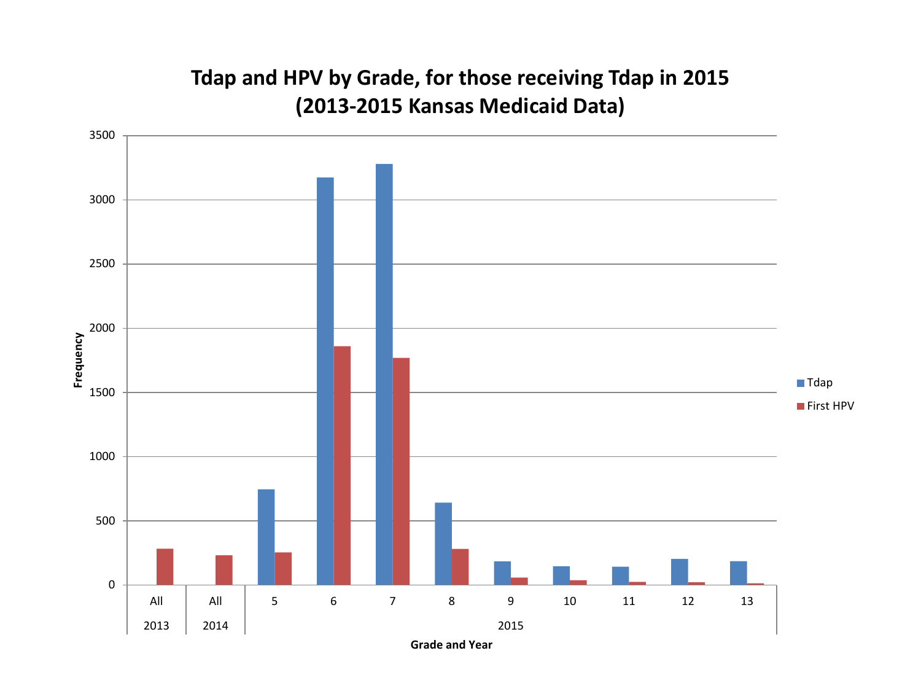## Tdap and HPV by Grade, for those receiving Tdap in 2015 (2013-2015 Kansas Medicaid Data)

Frequency

3500
3000
2500
2000
1500
1000
500
0

All 2013 | All 2014 | 5 | 6 | 7 | 8 | 9 | 10 | 11 | 12 | 13 (2015)

Grade and Year

Tdap
First HPV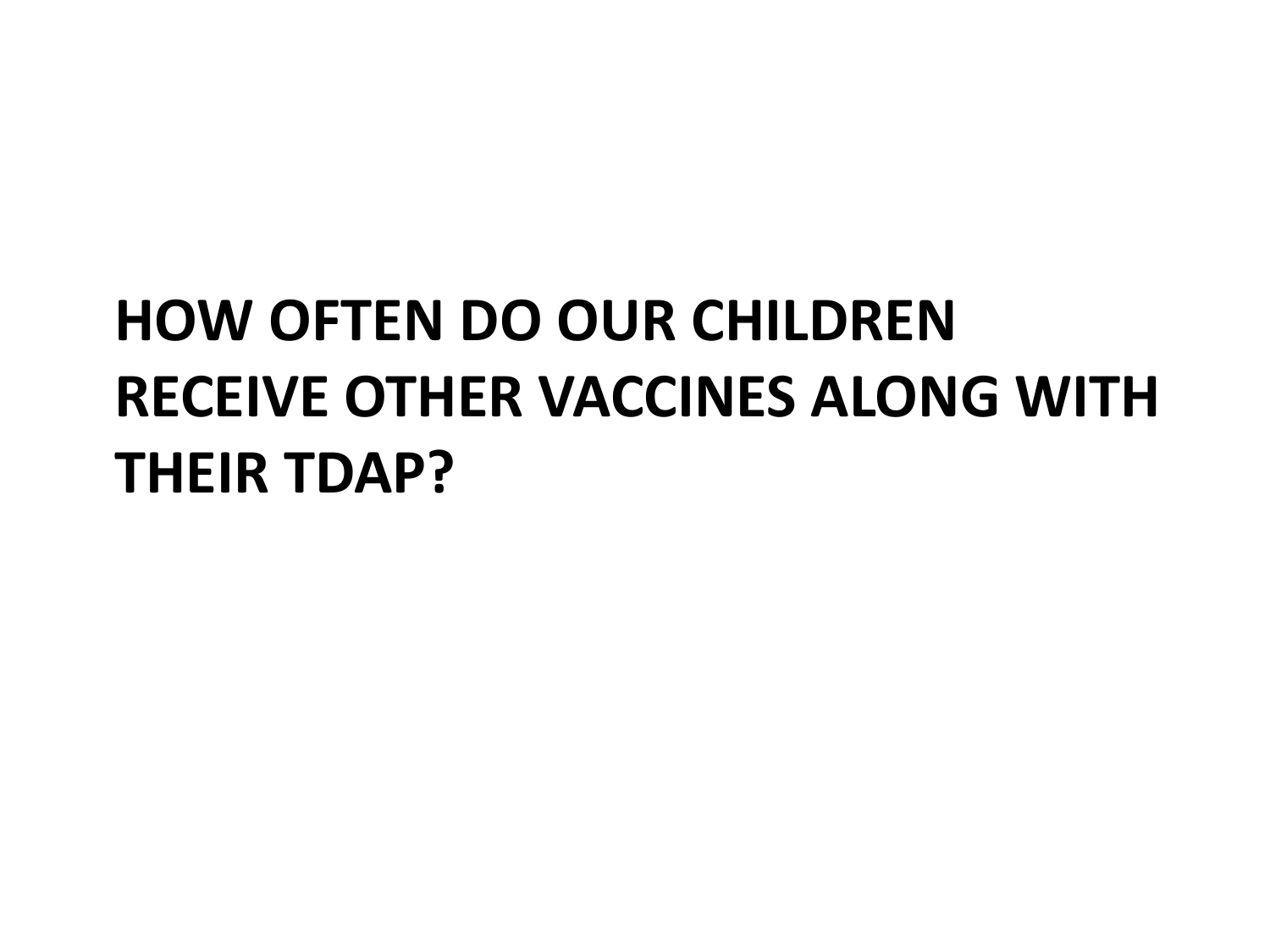# HOW OFTEN DO OUR CHILDREN RECEIVE OTHER VACCINES ALONG WITH THEIR TDAP?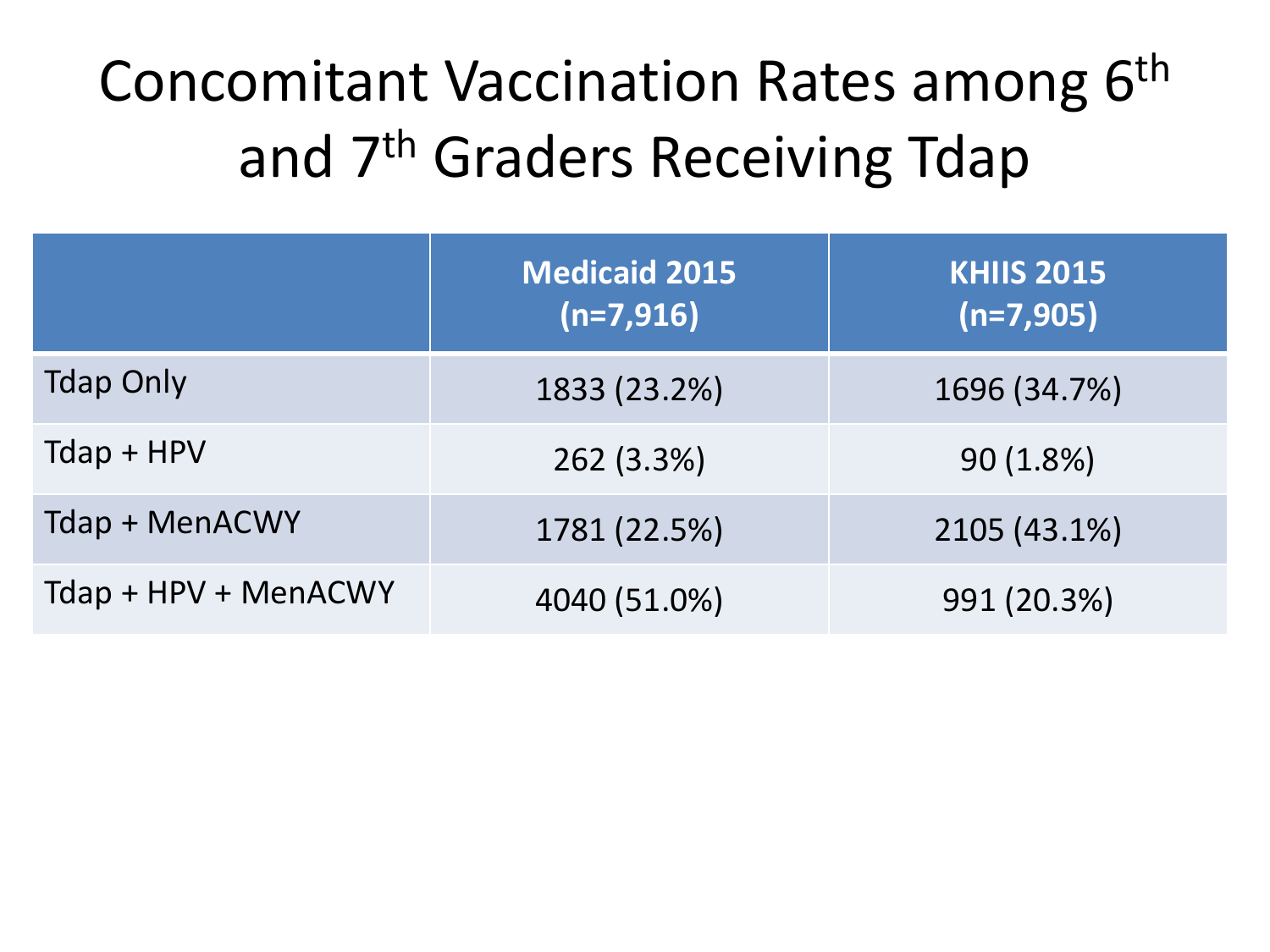# Concomitant Vaccination Rates among 6th and 7th Graders Receiving Tdap

| | Medicaid 2015 (n=7,916) | KHIIS 2015 (n=7,905) |
|---|---|---|
| Tdap Only | 1833 (23.2%) | 1696 (34.7%) |
| Tdap + HPV | 262 (3.3%) | 90 (1.8%) |
| Tdap + MenACWY | 1781 (22.5%) | 2105 (43.1%) |
| Tdap + HPV + MenACWY | 4040 (51.0%) | 991 (20.3%) |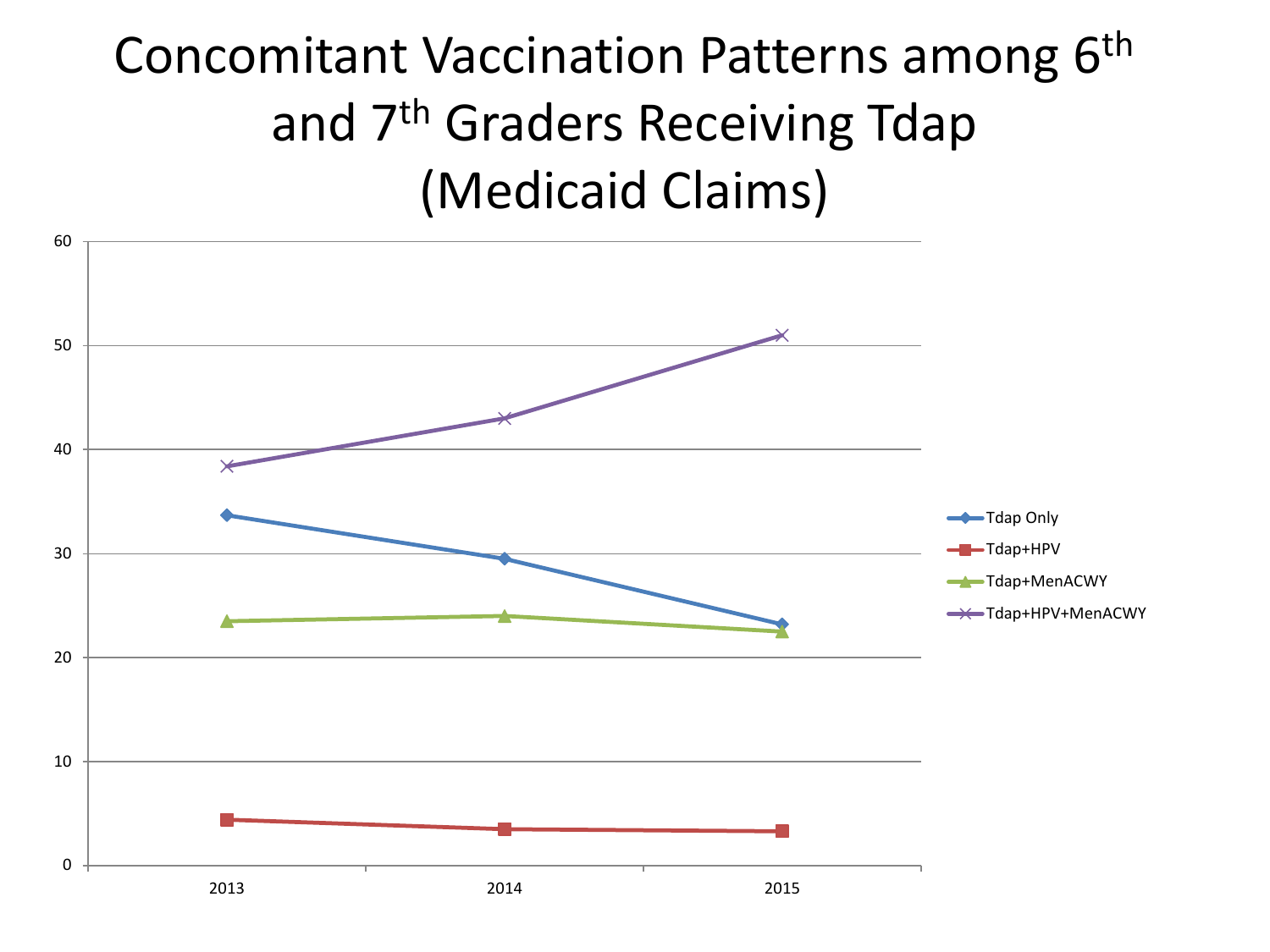# Concomitant Vaccination Patterns among 6th and 7th Graders Receiving Tdap (Medicaid Claims)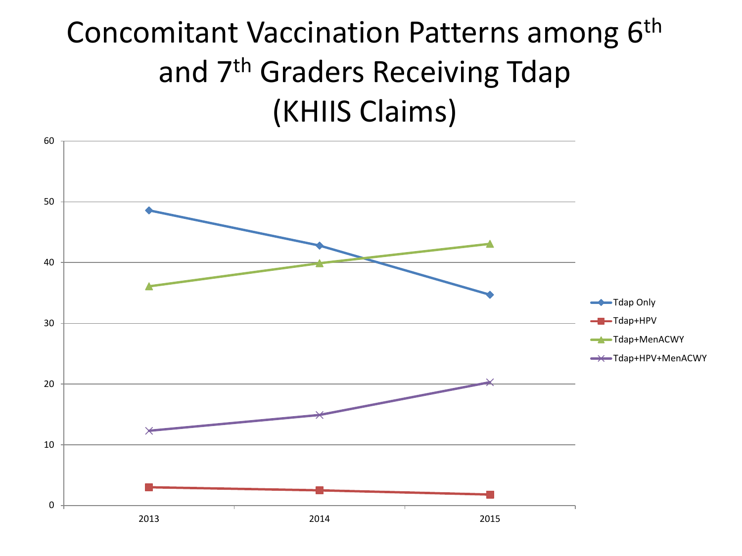# Concomitant Vaccination Patterns among 6th and 7th Graders Receiving Tdap (KHIIS Claims)

| Year | Tdap Only | Tdap+HPV | Tdap+MenACWY | Tdap+HPV+MenACWY |
|---|---|---|---|---|
| 2013 | 48.6 | 3.0 | 36.1 | 12.3 |
| 2014 | 42.8 | 2.5 | 39.9 | 14.9 |
| 2015 | 34.7 | 1.8 | 43.1 | 20.3 |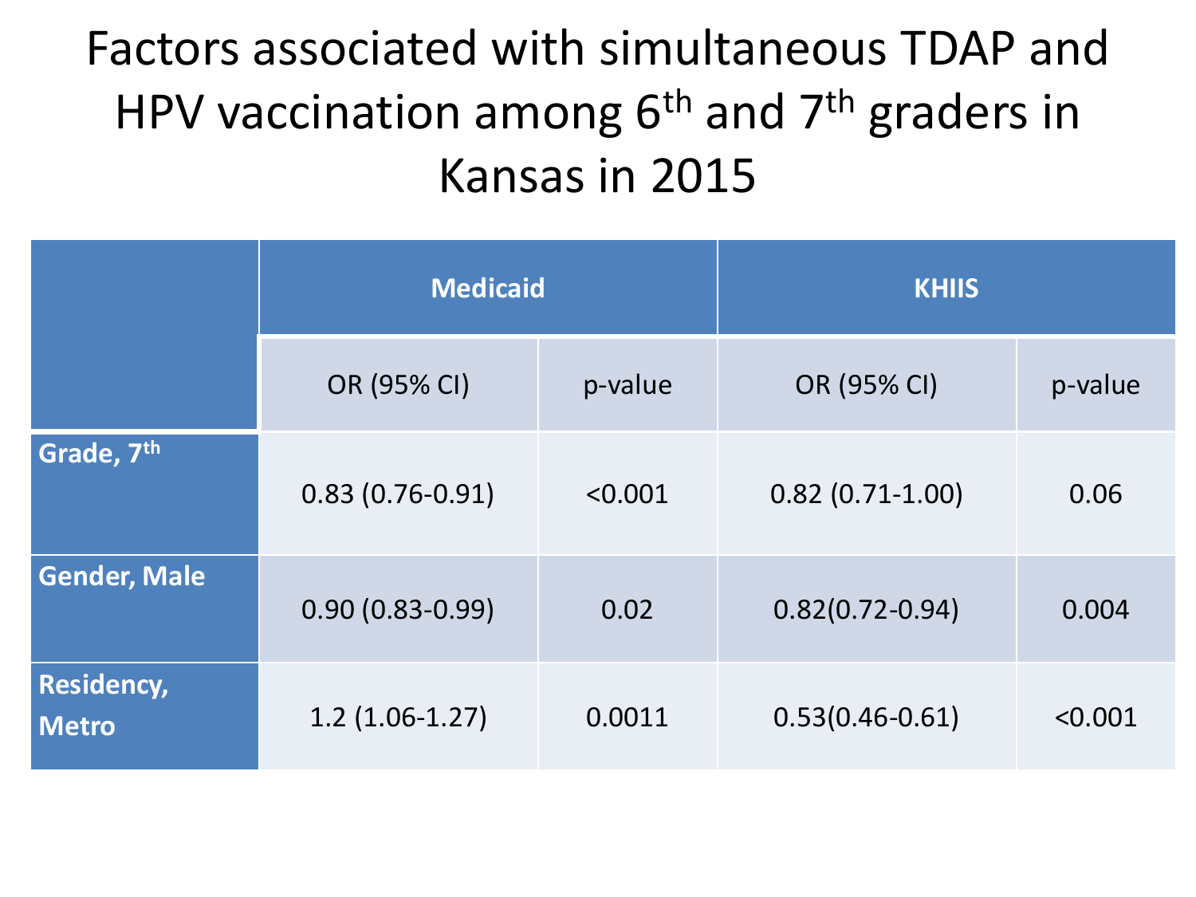# Factors associated with simultaneous TDAP and HPV vaccination among 6th and 7th graders in Kansas in 2015

| | Medicaid | | KHIIS | |
|---|---|---|---|---|
| | OR (95% CI) | p-value | OR (95% CI) | p-value |
| **Grade, 7th** | 0.83 (0.76-0.91) | <0.001 | 0.82 (0.71-1.00) | 0.06 |
| **Gender, Male** | 0.90 (0.83-0.99) | 0.02 | 0.82(0.72-0.94) | 0.004 |
| **Residency, Metro** | 1.2 (1.06-1.27) | 0.0011 | 0.53(0.46-0.61) | <0.001 |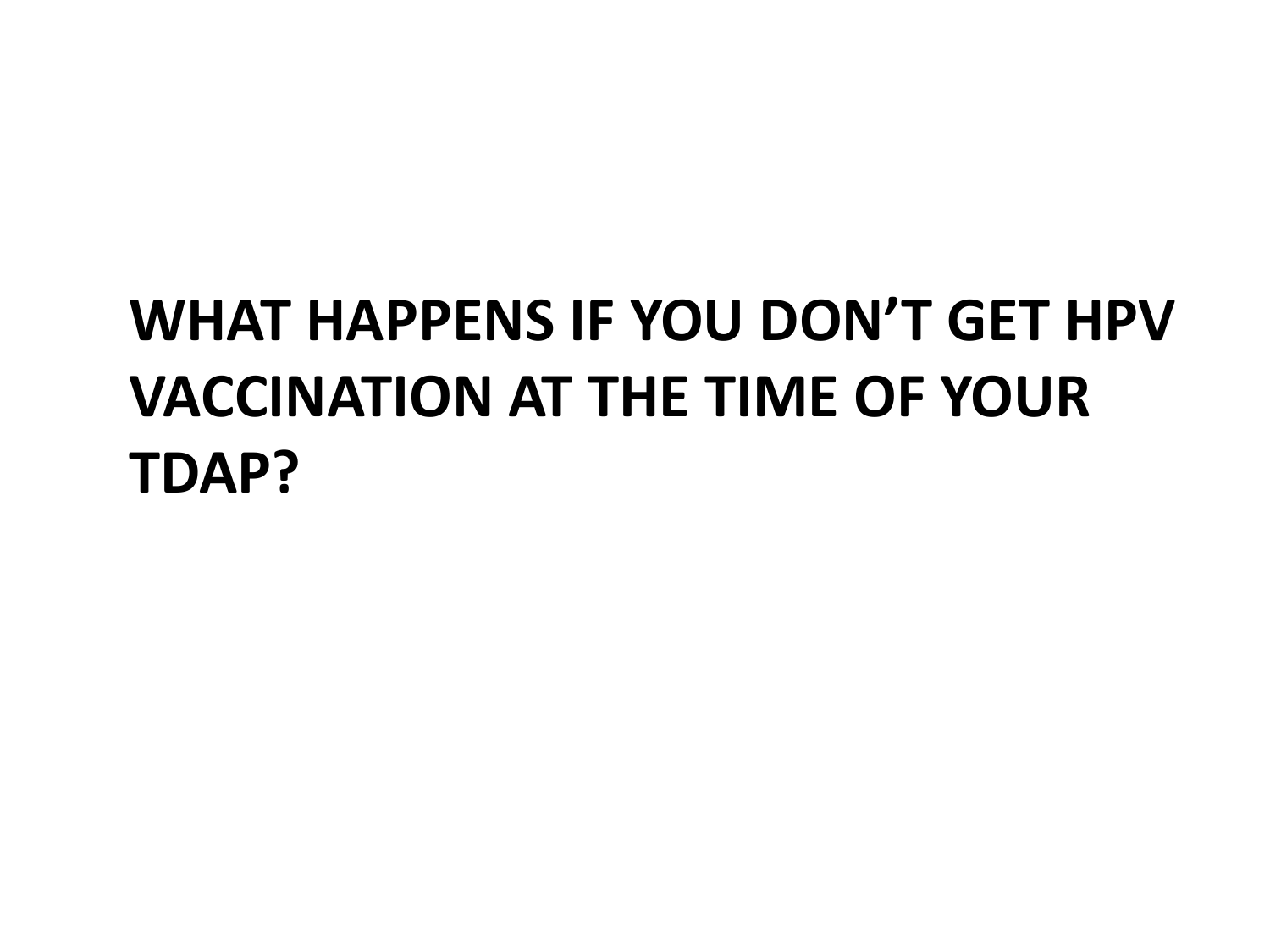# WHAT HAPPENS IF YOU DON’T GET HPV VACCINATION AT THE TIME OF YOUR TDAP?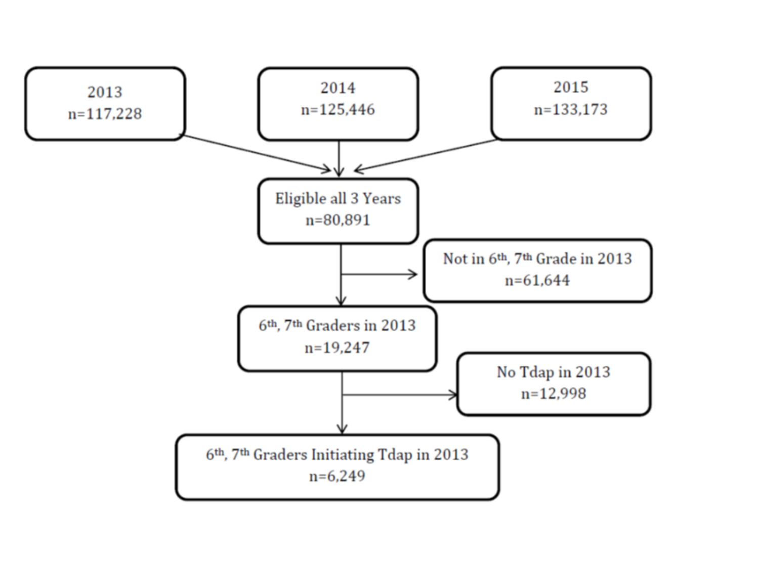2013
n=117,228

2014
n=125,446

2015
n=133,173

Eligible all 3 Years
n=80,891

Not in 6th, 7th Grade in 2013
n=61,644

6th, 7th Graders in 2013
n=19,247

No Tdap in 2013
n=12,998

6th, 7th Graders Initiating Tdap in 2013
n=6,249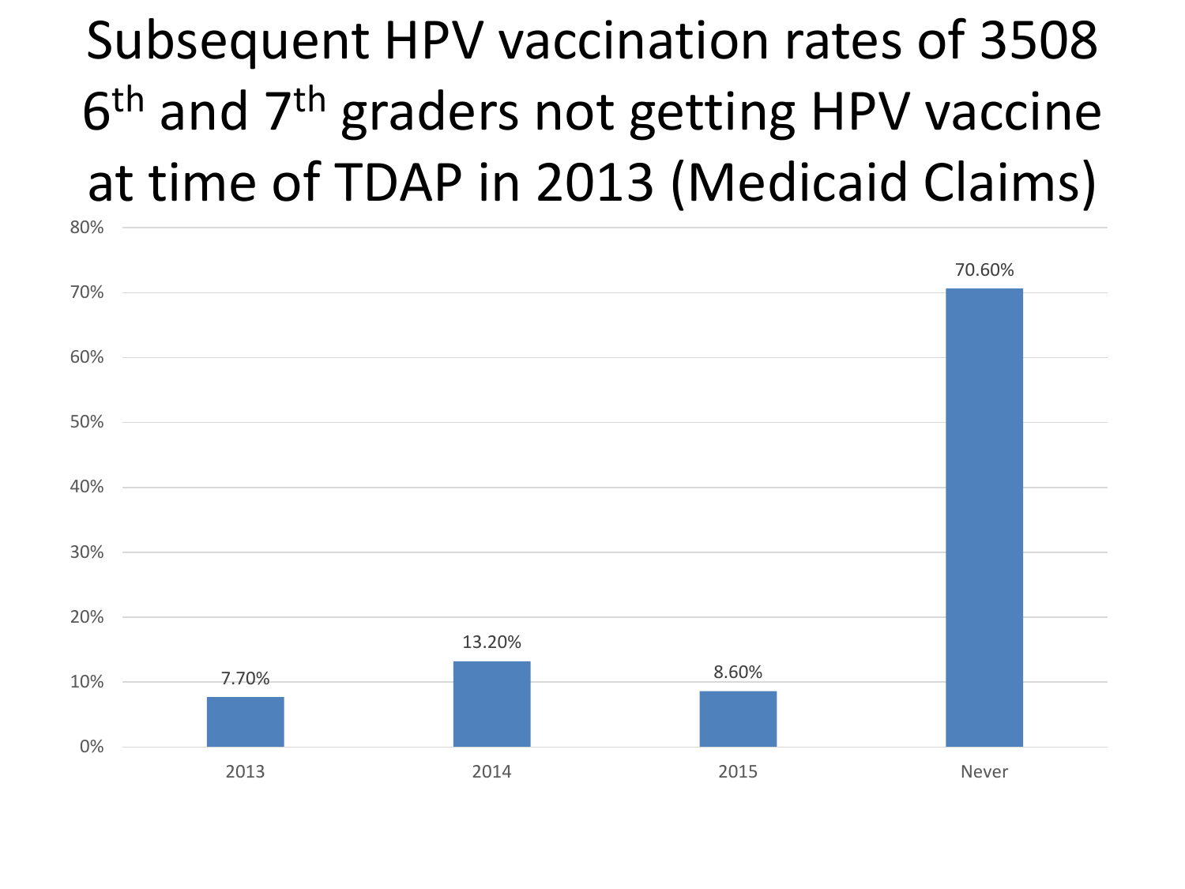# Subsequent HPV vaccination rates of 3508 6th and 7th graders not getting HPV vaccine at time of TDAP in 2013 (Medicaid Claims)

| Year | Rate |
|---|---|
| 2013 | 7.70% |
| 2014 | 13.20% |
| 2015 | 8.60% |
| Never | 70.60% |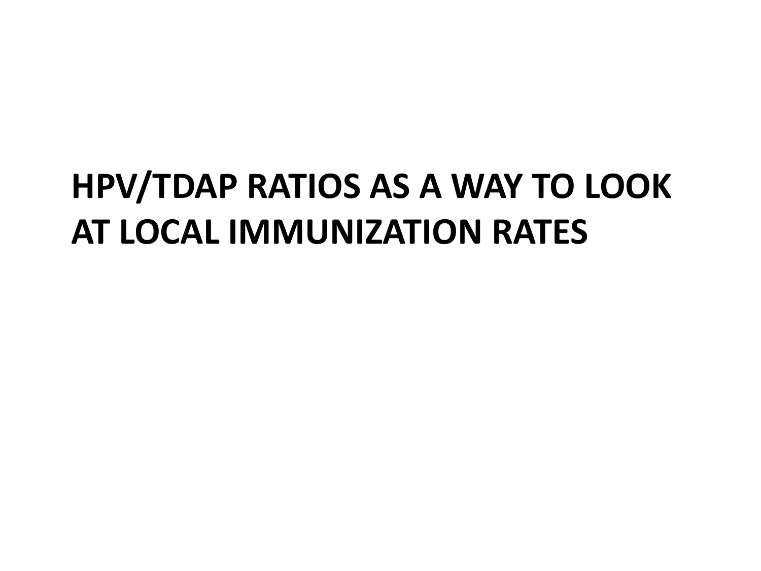# HPV/TDAP RATIOS AS A WAY TO LOOK AT LOCAL IMMUNIZATION RATES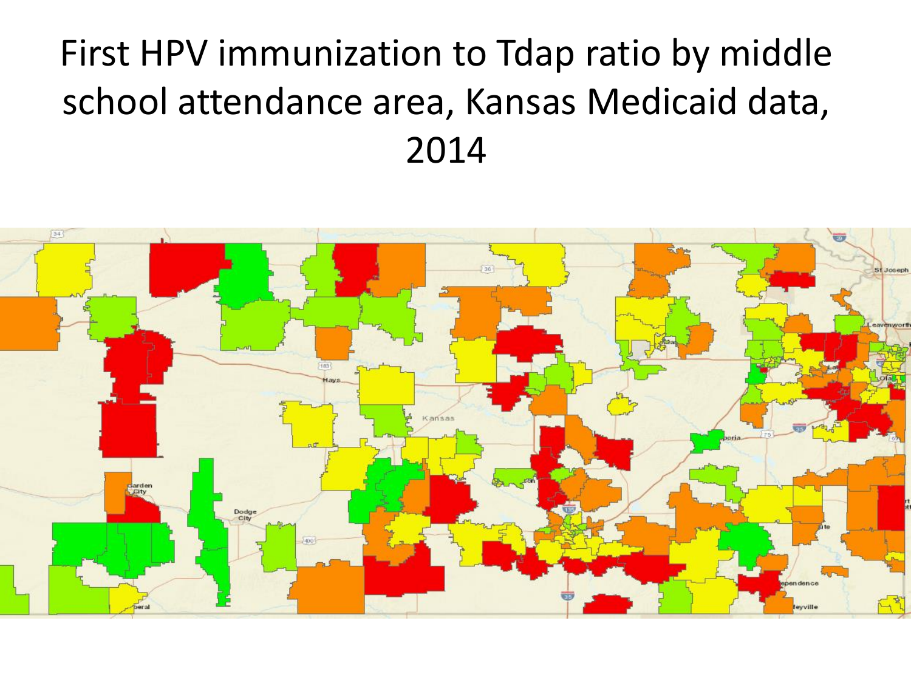# First HPV immunization to Tdap ratio by middle school attendance area, Kansas Medicaid data, 2014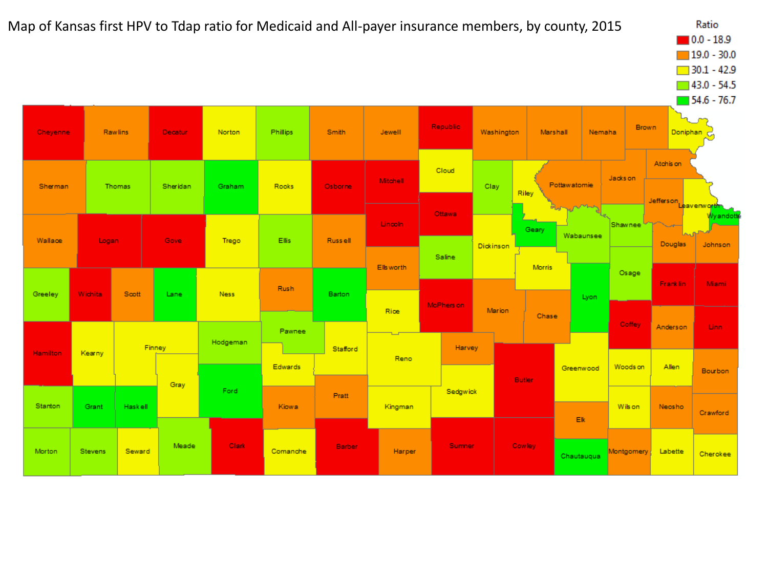Map of Kansas first HPV to Tdap ratio for Medicaid and All-payer insurance members, by county, 2015

| Ratio |
| --- |
| 0.0 - 18.9 |
| 19.0 - 30.0 |
| 30.1 - 42.9 |
| 43.0 - 54.5 |
| 54.6 - 76.7 |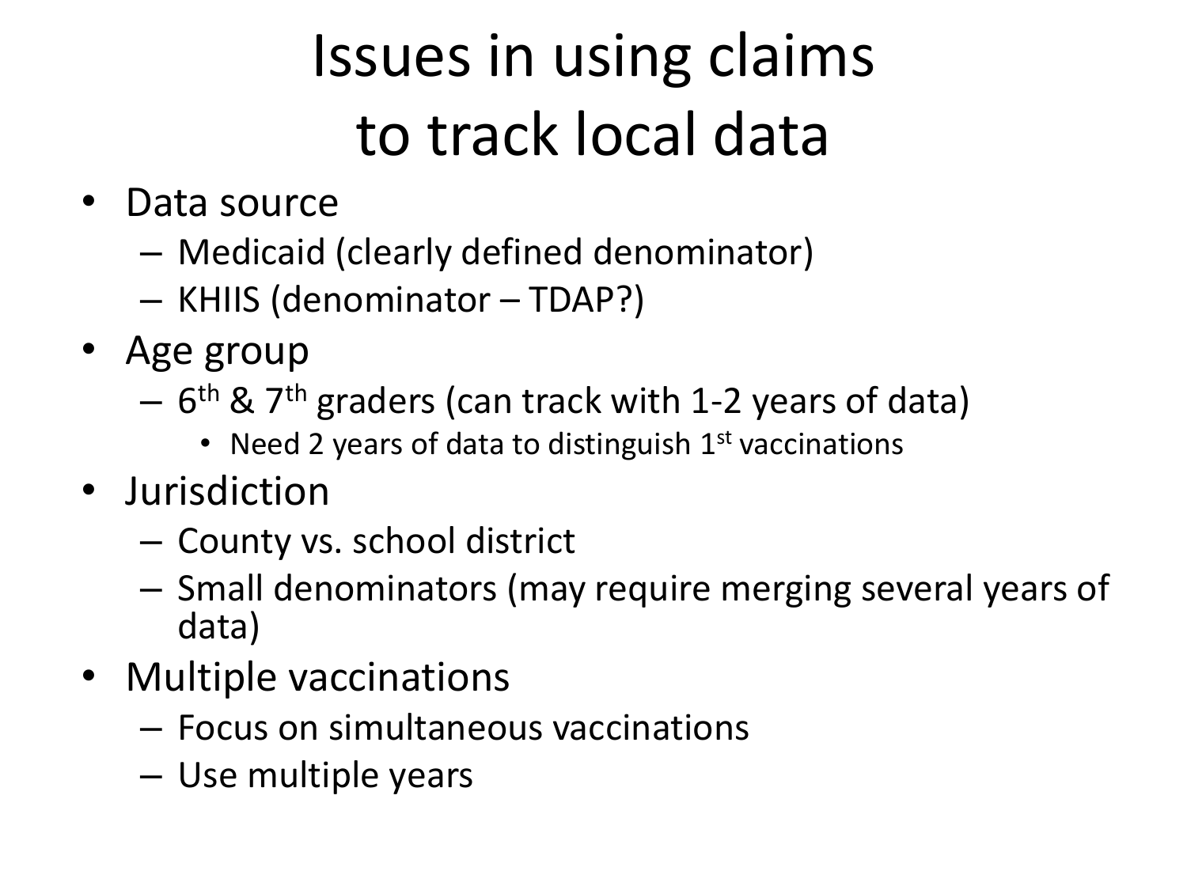# Issues in using claims to track local data

- Data source
  - Medicaid (clearly defined denominator)
  - KHIIS (denominator – TDAP?)
- Age group
  - 6th & 7th graders (can track with 1-2 years of data)
    - Need 2 years of data to distinguish 1st vaccinations
- Jurisdiction
  - County vs. school district
  - Small denominators (may require merging several years of data)
- Multiple vaccinations
  - Focus on simultaneous vaccinations
  - Use multiple years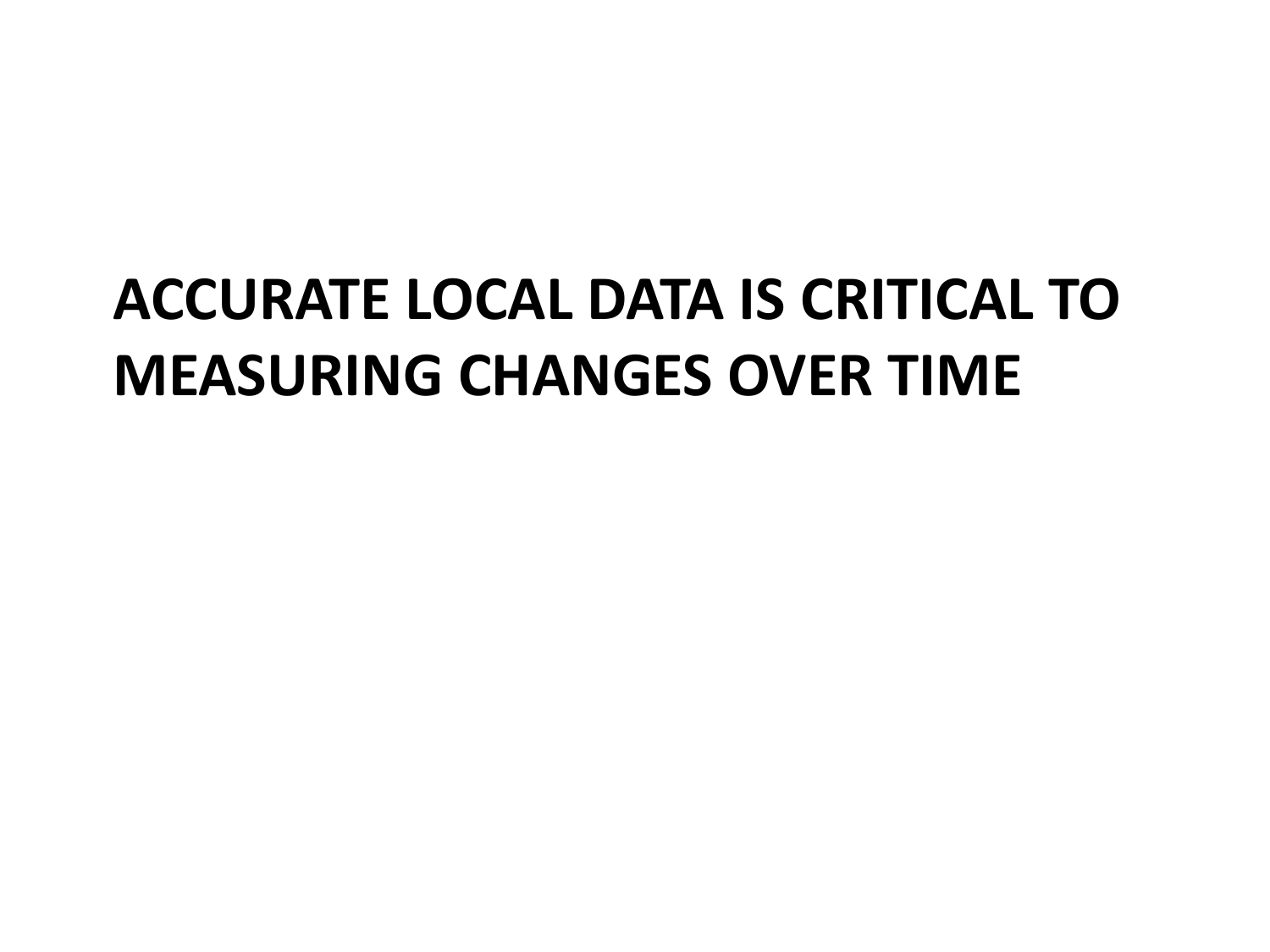# ACCURATE LOCAL DATA IS CRITICAL TO MEASURING CHANGES OVER TIME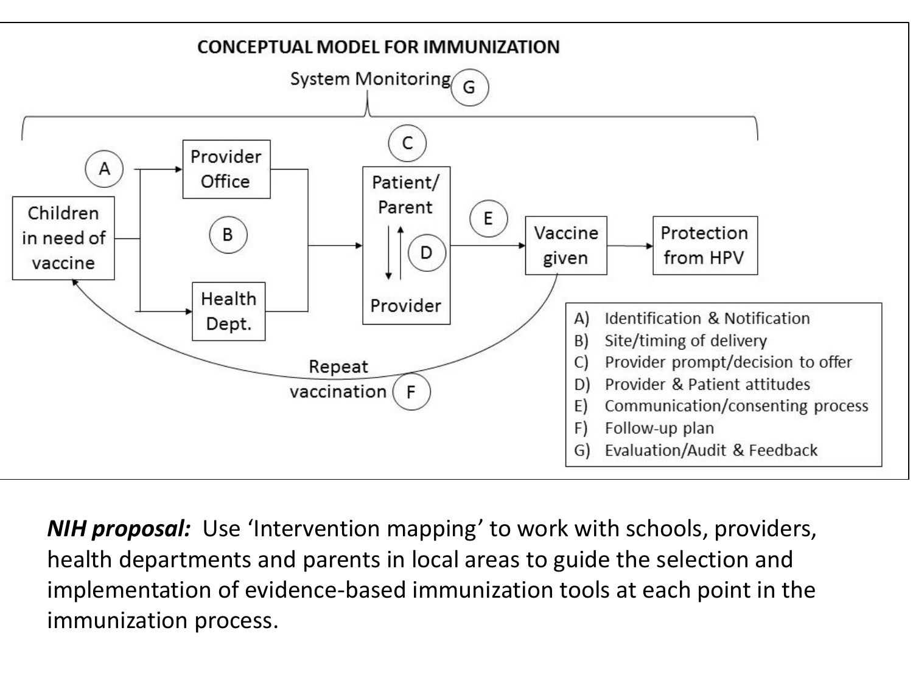CONCEPTUAL MODEL FOR IMMUNIZATION

System Monitoring G

A

Children in need of vaccine

Provider Office

B

Health Dept.

C

Patient/ Parent

D

Provider

E

Vaccine given

Protection from HPV

Repeat vaccination F

A) Identification & Notification
B) Site/timing of delivery
C) Provider prompt/decision to offer
D) Provider & Patient attitudes
E) Communication/consenting process
F) Follow-up plan
G) Evaluation/Audit & Feedback

***NIH proposal:*** Use 'Intervention mapping' to work with schools, providers, health departments and parents in local areas to guide the selection and implementation of evidence-based immunization tools at each point in the immunization process.